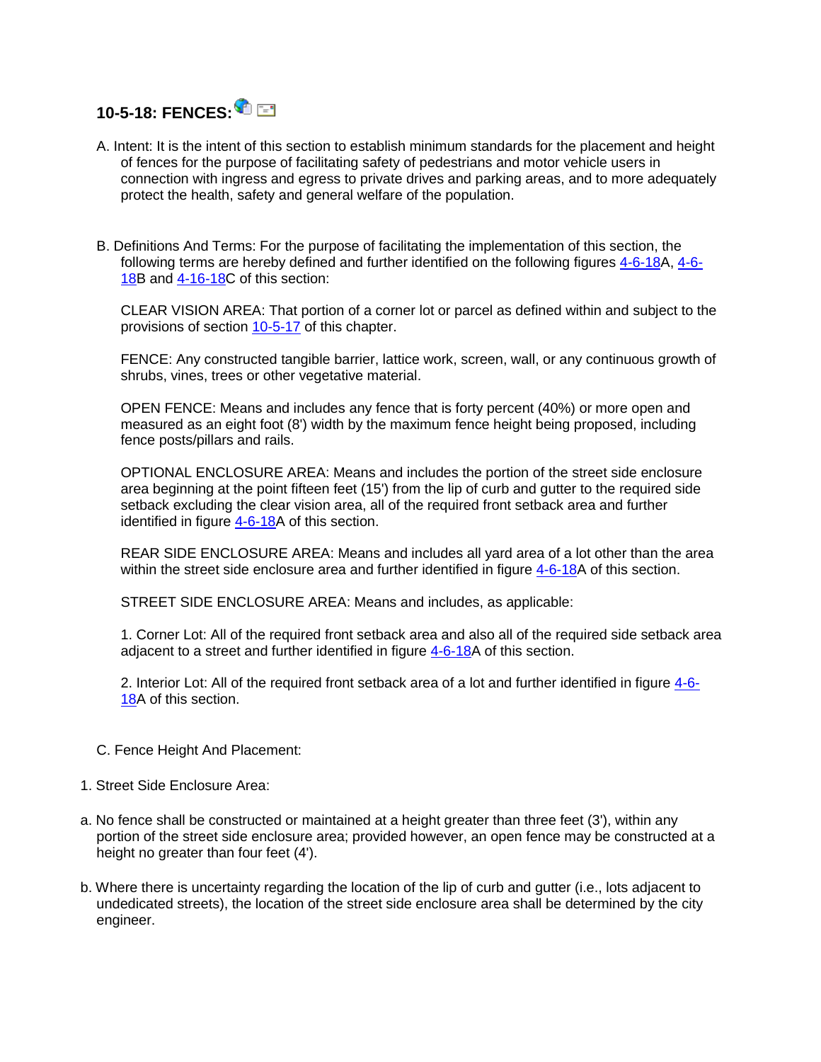# 10-5-18: FENCES:

A. Intent: It is the intent of this section to establish minimum standards for the placement and height of fences for the purpose of facilitating safety of pedestrians and motor vehicle users in connection with ingress and egress to private drives and parking areas, and to more adequately protect the health, safety and general welfare of the population.

B. Definitions And Terms: For the purpose of facilitating the implementation of this section, the following terms are hereby defined and further identified on the following figures 4-6-18A, 4-6-18B and 4-16-18C of this section:

CLEAR VISION AREA: That portion of a corner lot or parcel as defined within and subject to the provisions of section 10-5-17 of this chapter.

FENCE: Any constructed tangible barrier, lattice work, screen, wall, or any continuous growth of shrubs, vines, trees or other vegetative material.

OPEN FENCE: Means and includes any fence that is forty percent (40%) or more open and measured as an eight foot (8') width by the maximum fence height being proposed, including fence posts/pillars and rails.

OPTIONAL ENCLOSURE AREA: Means and includes the portion of the street side enclosure area beginning at the point fifteen feet (15') from the lip of curb and gutter to the required side setback excluding the clear vision area, all of the required front setback area and further identified in figure 4-6-18A of this section.

REAR SIDE ENCLOSURE AREA: Means and includes all yard area of a lot other than the area within the street side enclosure area and further identified in figure 4-6-18A of this section.

STREET SIDE ENCLOSURE AREA: Means and includes, as applicable:

1. Corner Lot: All of the required front setback area and also all of the required side setback area adjacent to a street and further identified in figure 4-6-18A of this section.

2. Interior Lot: All of the required front setback area of a lot and further identified in figure 4-6-18A of this section.

C. Fence Height And Placement:

1. Street Side Enclosure Area:

a. No fence shall be constructed or maintained at a height greater than three feet (3'), within any portion of the street side enclosure area; provided however, an open fence may be constructed at a height no greater than four feet (4').

b. Where there is uncertainty regarding the location of the lip of curb and gutter (i.e., lots adjacent to undedicated streets), the location of the street side enclosure area shall be determined by the city engineer.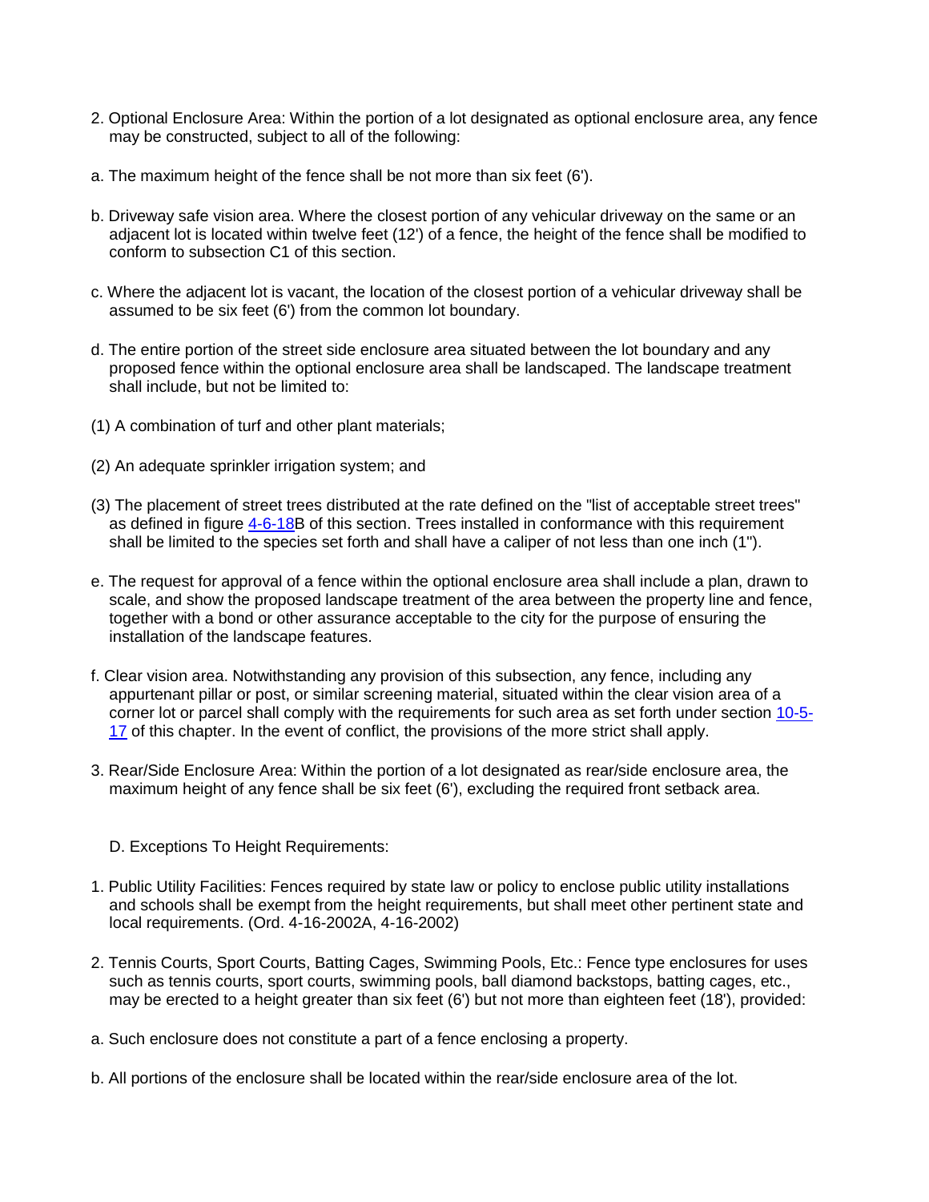2. Optional Enclosure Area: Within the portion of a lot designated as optional enclosure area, any fence may be constructed, subject to all of the following:

a. The maximum height of the fence shall be not more than six feet (6').

b. Driveway safe vision area. Where the closest portion of any vehicular driveway on the same or an adjacent lot is located within twelve feet (12') of a fence, the height of the fence shall be modified to conform to subsection C1 of this section.

c. Where the adjacent lot is vacant, the location of the closest portion of a vehicular driveway shall be assumed to be six feet (6') from the common lot boundary.

d. The entire portion of the street side enclosure area situated between the lot boundary and any proposed fence within the optional enclosure area shall be landscaped. The landscape treatment shall include, but not be limited to:

(1) A combination of turf and other plant materials;

(2) An adequate sprinkler irrigation system; and

(3) The placement of street trees distributed at the rate defined on the "list of acceptable street trees" as defined in figure 4-6-18B of this section. Trees installed in conformance with this requirement shall be limited to the species set forth and shall have a caliper of not less than one inch (1").

e. The request for approval of a fence within the optional enclosure area shall include a plan, drawn to scale, and show the proposed landscape treatment of the area between the property line and fence, together with a bond or other assurance acceptable to the city for the purpose of ensuring the installation of the landscape features.

f. Clear vision area. Notwithstanding any provision of this subsection, any fence, including any appurtenant pillar or post, or similar screening material, situated within the clear vision area of a corner lot or parcel shall comply with the requirements for such area as set forth under section 10-5-17 of this chapter. In the event of conflict, the provisions of the more strict shall apply.

3. Rear/Side Enclosure Area: Within the portion of a lot designated as rear/side enclosure area, the maximum height of any fence shall be six feet (6'), excluding the required front setback area.

D. Exceptions To Height Requirements:

1. Public Utility Facilities: Fences required by state law or policy to enclose public utility installations and schools shall be exempt from the height requirements, but shall meet other pertinent state and local requirements. (Ord. 4-16-2002A, 4-16-2002)

2. Tennis Courts, Sport Courts, Batting Cages, Swimming Pools, Etc.: Fence type enclosures for uses such as tennis courts, sport courts, swimming pools, ball diamond backstops, batting cages, etc., may be erected to a height greater than six feet (6') but not more than eighteen feet (18'), provided:

a. Such enclosure does not constitute a part of a fence enclosing a property.

b. All portions of the enclosure shall be located within the rear/side enclosure area of the lot.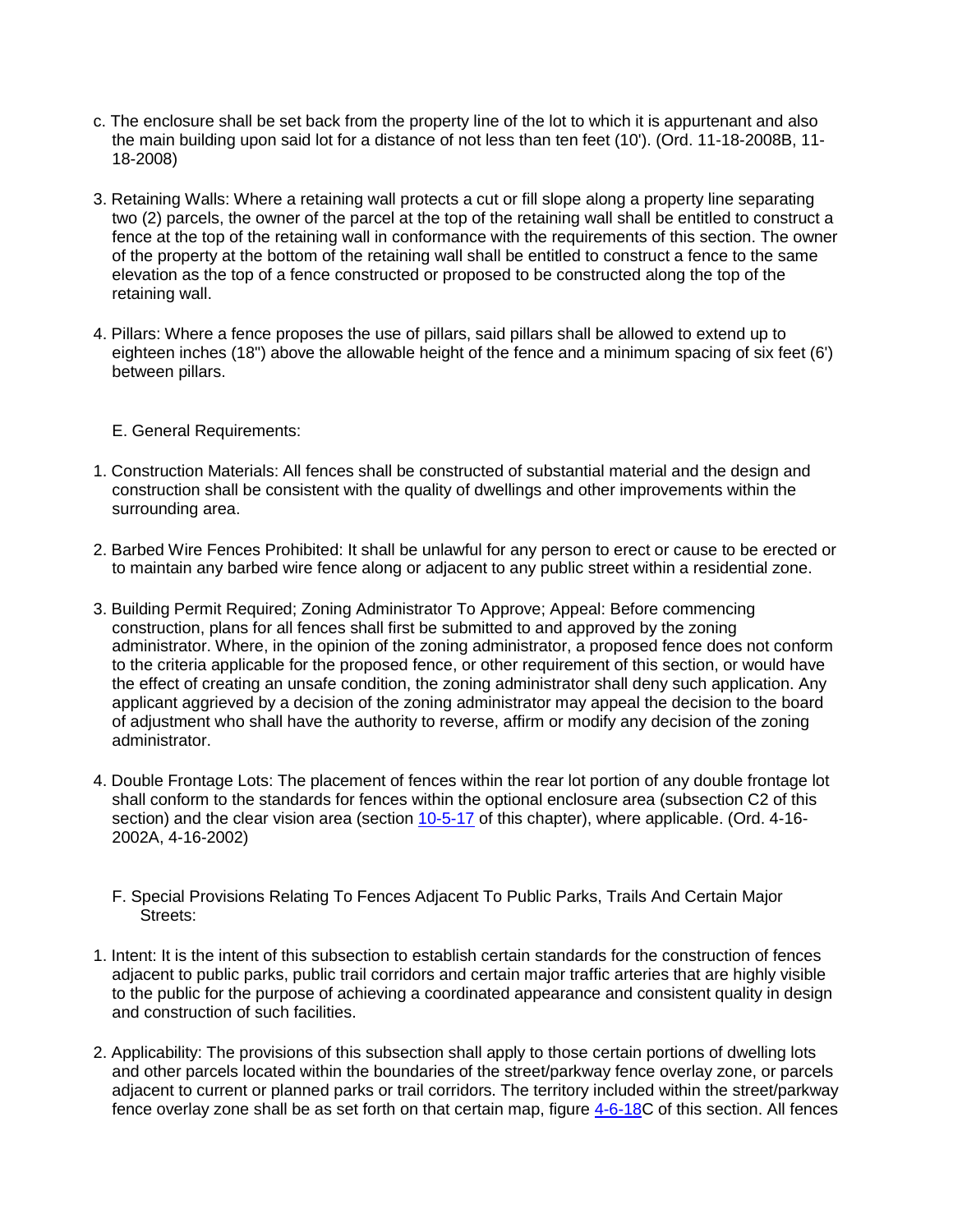c. The enclosure shall be set back from the property line of the lot to which it is appurtenant and also the main building upon said lot for a distance of not less than ten feet (10'). (Ord. 11-18-2008B, 11-18-2008)

3. Retaining Walls: Where a retaining wall protects a cut or fill slope along a property line separating two (2) parcels, the owner of the parcel at the top of the retaining wall shall be entitled to construct a fence at the top of the retaining wall in conformance with the requirements of this section. The owner of the property at the bottom of the retaining wall shall be entitled to construct a fence to the same elevation as the top of a fence constructed or proposed to be constructed along the top of the retaining wall.

4. Pillars: Where a fence proposes the use of pillars, said pillars shall be allowed to extend up to eighteen inches (18") above the allowable height of the fence and a minimum spacing of six feet (6') between pillars.

E. General Requirements:

1. Construction Materials: All fences shall be constructed of substantial material and the design and construction shall be consistent with the quality of dwellings and other improvements within the surrounding area.

2. Barbed Wire Fences Prohibited: It shall be unlawful for any person to erect or cause to be erected or to maintain any barbed wire fence along or adjacent to any public street within a residential zone.

3. Building Permit Required; Zoning Administrator To Approve; Appeal: Before commencing construction, plans for all fences shall first be submitted to and approved by the zoning administrator. Where, in the opinion of the zoning administrator, a proposed fence does not conform to the criteria applicable for the proposed fence, or other requirement of this section, or would have the effect of creating an unsafe condition, the zoning administrator shall deny such application. Any applicant aggrieved by a decision of the zoning administrator may appeal the decision to the board of adjustment who shall have the authority to reverse, affirm or modify any decision of the zoning administrator.

4. Double Frontage Lots: The placement of fences within the rear lot portion of any double frontage lot shall conform to the standards for fences within the optional enclosure area (subsection C2 of this section) and the clear vision area (section 10-5-17 of this chapter), where applicable. (Ord. 4-16-2002A, 4-16-2002)

F. Special Provisions Relating To Fences Adjacent To Public Parks, Trails And Certain Major Streets:

1. Intent: It is the intent of this subsection to establish certain standards for the construction of fences adjacent to public parks, public trail corridors and certain major traffic arteries that are highly visible to the public for the purpose of achieving a coordinated appearance and consistent quality in design and construction of such facilities.

2. Applicability: The provisions of this subsection shall apply to those certain portions of dwelling lots and other parcels located within the boundaries of the street/parkway fence overlay zone, or parcels adjacent to current or planned parks or trail corridors. The territory included within the street/parkway fence overlay zone shall be as set forth on that certain map, figure 4-6-18C of this section. All fences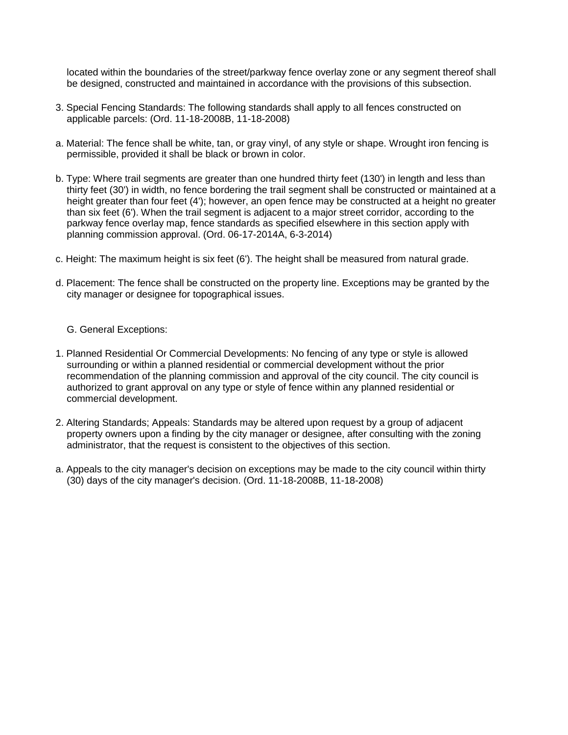located within the boundaries of the street/parkway fence overlay zone or any segment thereof shall be designed, constructed and maintained in accordance with the provisions of this subsection.

3. Special Fencing Standards: The following standards shall apply to all fences constructed on applicable parcels: (Ord. 11-18-2008B, 11-18-2008)

a. Material: The fence shall be white, tan, or gray vinyl, of any style or shape. Wrought iron fencing is permissible, provided it shall be black or brown in color.

b. Type: Where trail segments are greater than one hundred thirty feet (130') in length and less than thirty feet (30') in width, no fence bordering the trail segment shall be constructed or maintained at a height greater than four feet (4'); however, an open fence may be constructed at a height no greater than six feet (6'). When the trail segment is adjacent to a major street corridor, according to the parkway fence overlay map, fence standards as specified elsewhere in this section apply with planning commission approval. (Ord. 06-17-2014A, 6-3-2014)

c. Height: The maximum height is six feet (6'). The height shall be measured from natural grade.

d. Placement: The fence shall be constructed on the property line. Exceptions may be granted by the city manager or designee for topographical issues.

G. General Exceptions:

1. Planned Residential Or Commercial Developments: No fencing of any type or style is allowed surrounding or within a planned residential or commercial development without the prior recommendation of the planning commission and approval of the city council. The city council is authorized to grant approval on any type or style of fence within any planned residential or commercial development.

2. Altering Standards; Appeals: Standards may be altered upon request by a group of adjacent property owners upon a finding by the city manager or designee, after consulting with the zoning administrator, that the request is consistent to the objectives of this section.

a. Appeals to the city manager's decision on exceptions may be made to the city council within thirty (30) days of the city manager's decision. (Ord. 11-18-2008B, 11-18-2008)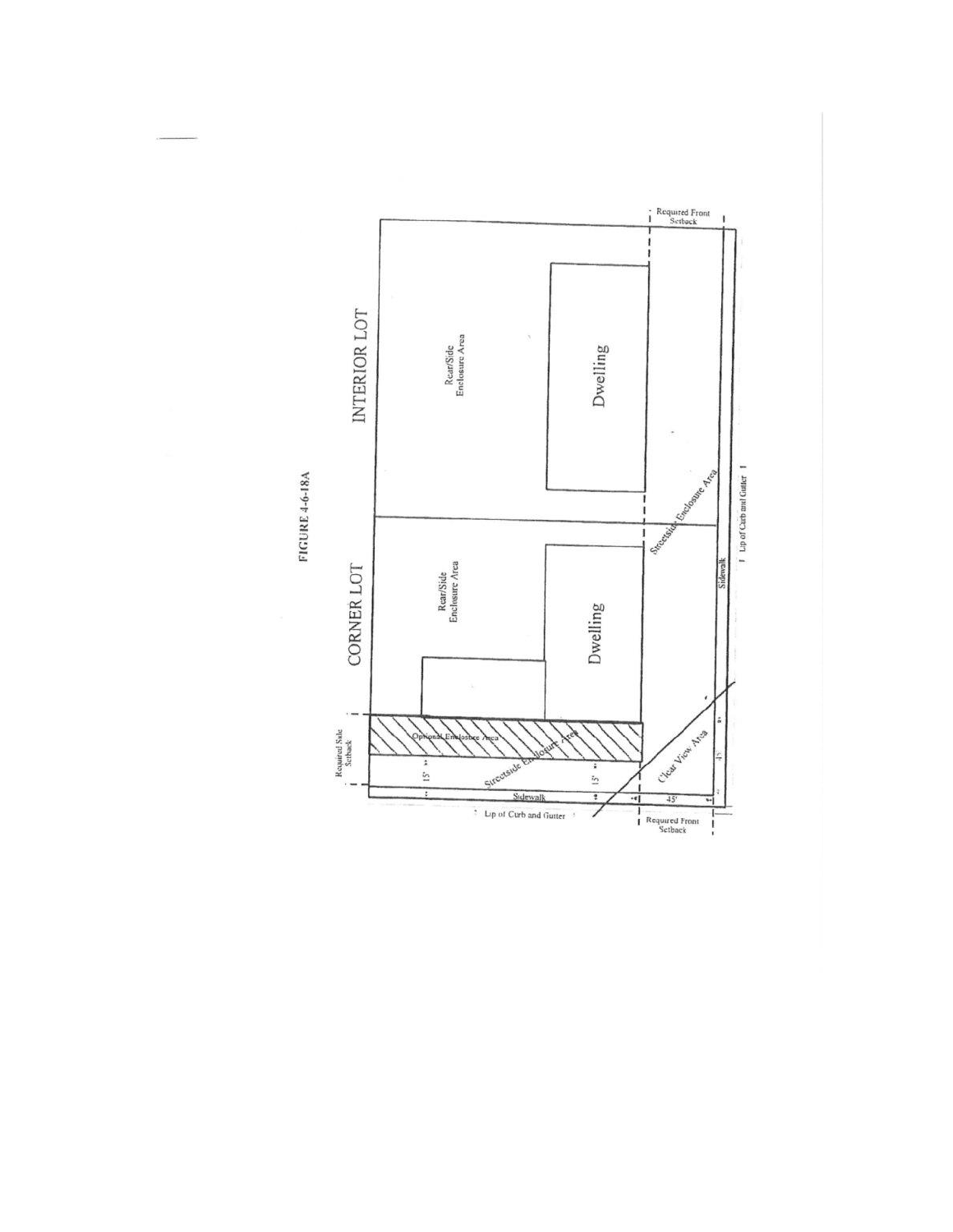FIGURE 4-6-18A

CORNER LOT

INTERIOR LOT

Rear/Side Enclosure Area

Rear/Side Enclosure Area

Dwelling

Dwelling

Optional Enclosure Area

Streetside Enclosure Area

Streetside Enclosure Area

Required Side Setback

15'

15'

Sidewalk

Sidewalk

Clear View Area

45'

45'

Lip of Curb and Gutter

Lip of Curb and Gutter

Required Front Setback

Required Front Setback